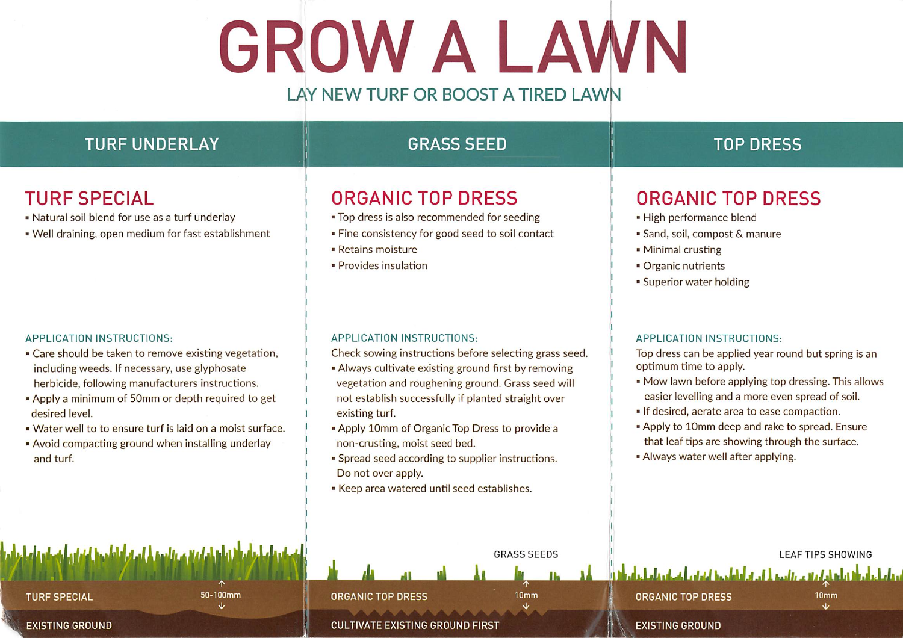# GROW A LAWN

## LAY NEW TURF OR BOOST A TIRED LAWN

## TURF UNDERLAY

### TURF SPECIAL

- Natural soil blend for use as a turf underlay
- Well draining, open medium for fast establishment

**APPLICATION INSTRUCTIONS:**

- Care should be taken to remove existing vegetation, including weeds. If necessary, use glyphosate herbicide, following manufacturers instructions.
- Apply a minimum of 50mm or depth required to get desired level.
- Water well to to ensure turf is laid on a moist surface.
- Avoid compacting ground when installing underlay and turf.

TURF SPECIAL — 50-100mm

EXISTING GROUND

## GRASS SEED

### ORGANIC TOP DRESS

- Top dress is also recommended for seeding
- Fine consistency for good seed to soil contact
- Retains moisture
- Provides insulation

**APPLICATION INSTRUCTIONS:**

Check sowing instructions before selecting grass seed.

- Always cultivate existing ground first by removing vegetation and roughening ground. Grass seed will not establish successfully if planted straight over existing turf.
- Apply 10mm of Organic Top Dress to provide a non-crusting, moist seed bed.
- Spread seed according to supplier instructions. Do not over apply.
- Keep area watered until seed establishes.

GRASS SEEDS

ORGANIC TOP DRESS — 10mm

CULTIVATE EXISTING GROUND FIRST

## TOP DRESS

### ORGANIC TOP DRESS

- High performance blend
- Sand, soil, compost & manure
- Minimal crusting
- Organic nutrients
- Superior water holding

**APPLICATION INSTRUCTIONS:**

Top dress can be applied year round but spring is an optimum time to apply.

- Mow lawn before applying top dressing. This allows easier levelling and a more even spread of soil.
- If desired, aerate area to ease compaction.
- Apply to 10mm deep and rake to spread. Ensure that leaf tips are showing through the surface.
- Always water well after applying.

LEAF TIPS SHOWING

ORGANIC TOP DRESS — 10mm

EXISTING GROUND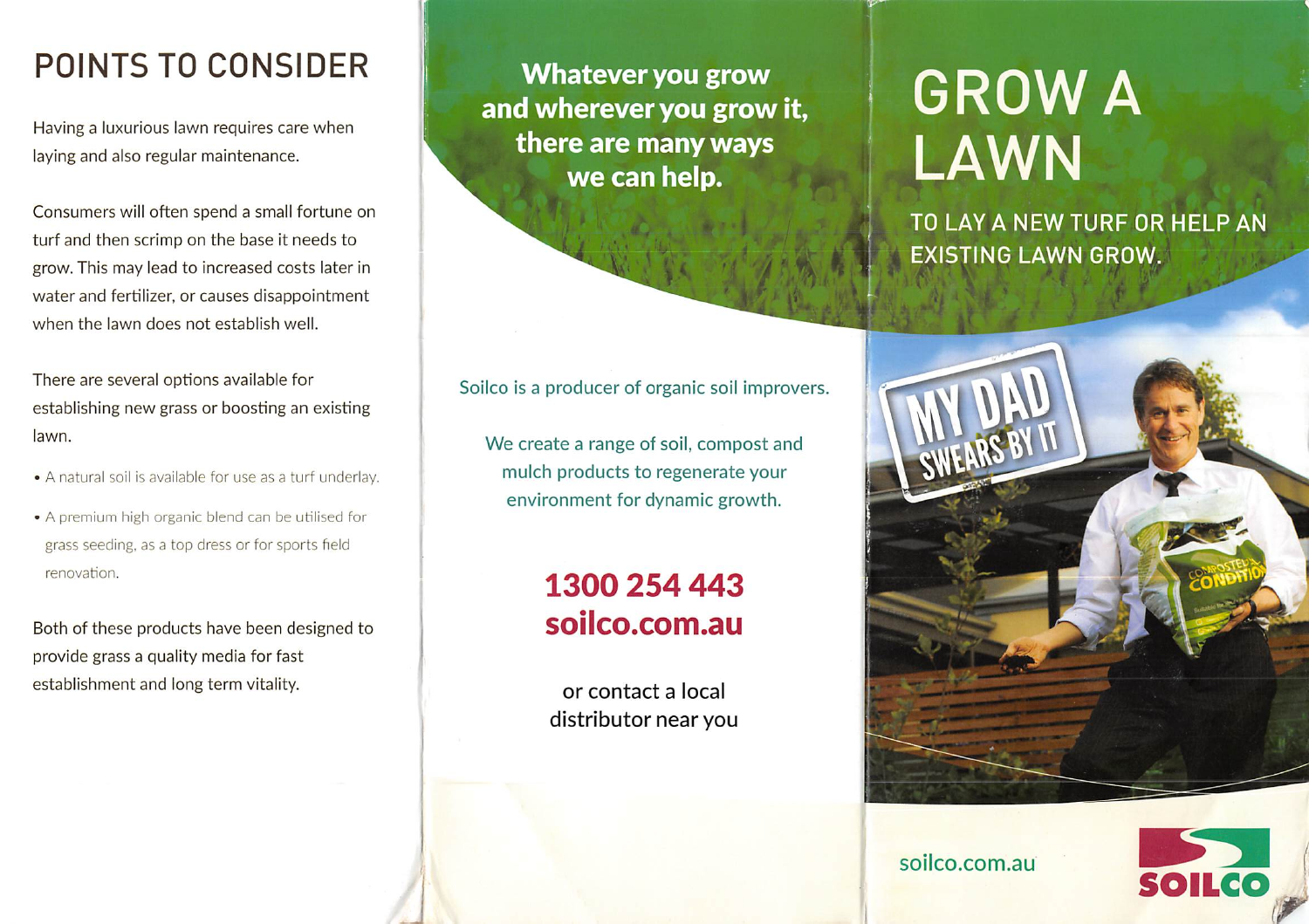## POINTS TO CONSIDER

Having a luxurious lawn requires care when laying and also regular maintenance.

Consumers will often spend a small fortune on turf and then scrimp on the base it needs to grow. This may lead to increased costs later in water and fertilizer, or causes disappointment when the lawn does not establish well.

There are several options available for establishing new grass or boosting an existing lawn.

- A natural soil is available for use as a turf underlay.
- A premium high organic blend can be utilised for grass seeding, as a top dress or for sports field renovation.

Both of these products have been designed to provide grass a quality media for fast establishment and long term vitality.

**Whatever you grow and wherever you grow it, there are many ways we can help.**

Soilco is a producer of organic soil improvers.

We create a range of soil, compost and mulch products to regenerate your environment for dynamic growth.

**1300 254 443**
**soilco.com.au**

or contact a local distributor near you

# GROW A LAWN

## TO LAY A NEW TURF OR HELP AN EXISTING LAWN GROW.

MY DAD SWEARS BY IT

soilco.com.au

SOILCO